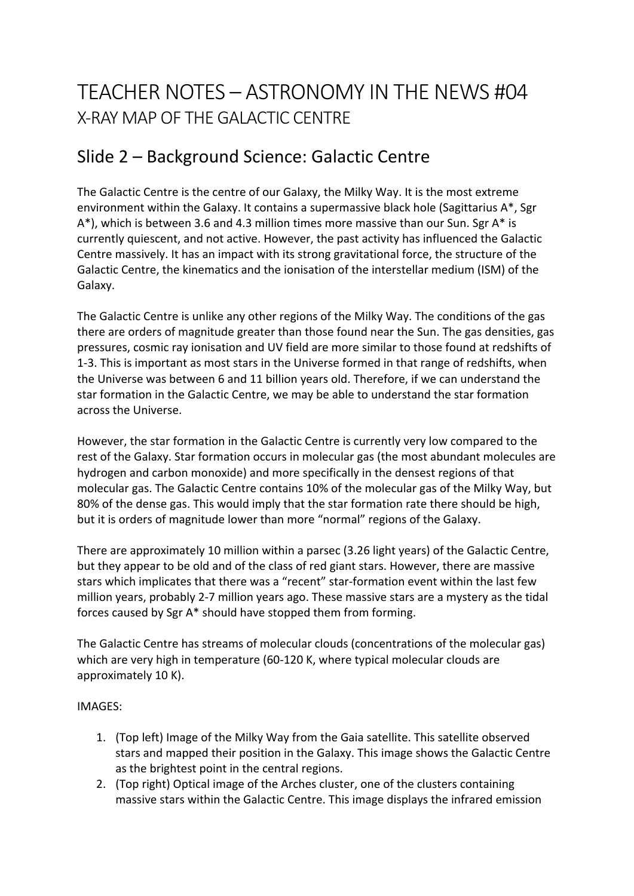# TEACHER NOTES – ASTRONOMY IN THE NEWS #04

X-RAY MAP OF THE GALACTIC CENTRE

## Slide 2 – Background Science: Galactic Centre

The Galactic Centre is the centre of our Galaxy, the Milky Way. It is the most extreme environment within the Galaxy. It contains a supermassive black hole (Sagittarius A*, Sgr A*), which is between 3.6 and 4.3 million times more massive than our Sun. Sgr A* is currently quiescent, and not active. However, the past activity has influenced the Galactic Centre massively. It has an impact with its strong gravitational force, the structure of the Galactic Centre, the kinematics and the ionisation of the interstellar medium (ISM) of the Galaxy.

The Galactic Centre is unlike any other regions of the Milky Way. The conditions of the gas there are orders of magnitude greater than those found near the Sun. The gas densities, gas pressures, cosmic ray ionisation and UV field are more similar to those found at redshifts of 1-3. This is important as most stars in the Universe formed in that range of redshifts, when the Universe was between 6 and 11 billion years old. Therefore, if we can understand the star formation in the Galactic Centre, we may be able to understand the star formation across the Universe.

However, the star formation in the Galactic Centre is currently very low compared to the rest of the Galaxy. Star formation occurs in molecular gas (the most abundant molecules are hydrogen and carbon monoxide) and more specifically in the densest regions of that molecular gas. The Galactic Centre contains 10% of the molecular gas of the Milky Way, but 80% of the dense gas. This would imply that the star formation rate there should be high, but it is orders of magnitude lower than more "normal" regions of the Galaxy.

There are approximately 10 million within a parsec (3.26 light years) of the Galactic Centre, but they appear to be old and of the class of red giant stars. However, there are massive stars which implicates that there was a "recent" star-formation event within the last few million years, probably 2-7 million years ago. These massive stars are a mystery as the tidal forces caused by Sgr A* should have stopped them from forming.

The Galactic Centre has streams of molecular clouds (concentrations of the molecular gas) which are very high in temperature (60-120 K, where typical molecular clouds are approximately 10 K).

IMAGES:

1. (Top left) Image of the Milky Way from the Gaia satellite. This satellite observed stars and mapped their position in the Galaxy. This image shows the Galactic Centre as the brightest point in the central regions.
2. (Top right) Optical image of the Arches cluster, one of the clusters containing massive stars within the Galactic Centre. This image displays the infrared emission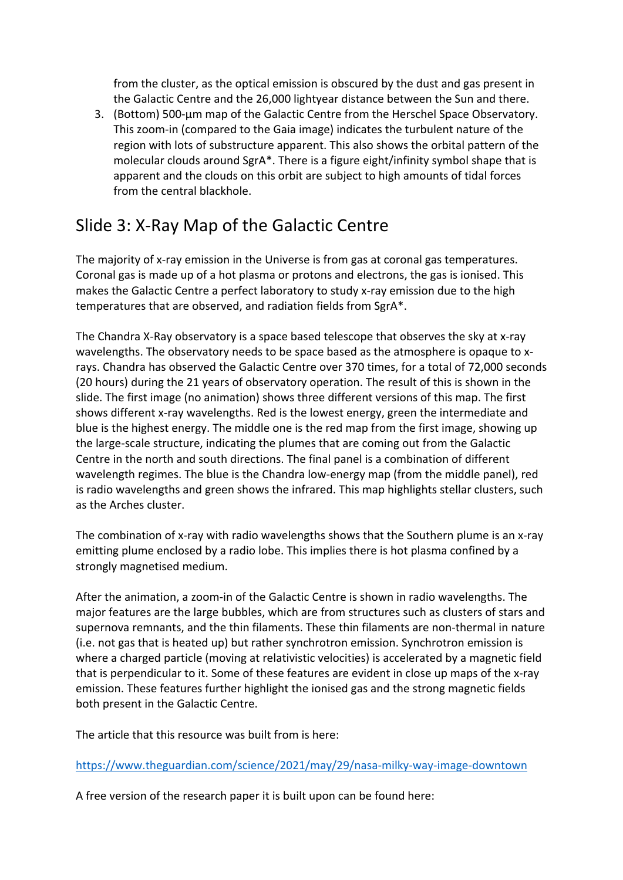from the cluster, as the optical emission is obscured by the dust and gas present in the Galactic Centre and the 26,000 lightyear distance between the Sun and there.

3. (Bottom) 500-µm map of the Galactic Centre from the Herschel Space Observatory. This zoom-in (compared to the Gaia image) indicates the turbulent nature of the region with lots of substructure apparent. This also shows the orbital pattern of the molecular clouds around SgrA*. There is a figure eight/infinity symbol shape that is apparent and the clouds on this orbit are subject to high amounts of tidal forces from the central blackhole.

## Slide 3: X-Ray Map of the Galactic Centre

The majority of x-ray emission in the Universe is from gas at coronal gas temperatures. Coronal gas is made up of a hot plasma or protons and electrons, the gas is ionised. This makes the Galactic Centre a perfect laboratory to study x-ray emission due to the high temperatures that are observed, and radiation fields from SgrA*.

The Chandra X-Ray observatory is a space based telescope that observes the sky at x-ray wavelengths. The observatory needs to be space based as the atmosphere is opaque to x-rays. Chandra has observed the Galactic Centre over 370 times, for a total of 72,000 seconds (20 hours) during the 21 years of observatory operation. The result of this is shown in the slide. The first image (no animation) shows three different versions of this map. The first shows different x-ray wavelengths. Red is the lowest energy, green the intermediate and blue is the highest energy. The middle one is the red map from the first image, showing up the large-scale structure, indicating the plumes that are coming out from the Galactic Centre in the north and south directions. The final panel is a combination of different wavelength regimes. The blue is the Chandra low-energy map (from the middle panel), red is radio wavelengths and green shows the infrared. This map highlights stellar clusters, such as the Arches cluster.

The combination of x-ray with radio wavelengths shows that the Southern plume is an x-ray emitting plume enclosed by a radio lobe. This implies there is hot plasma confined by a strongly magnetised medium.

After the animation, a zoom-in of the Galactic Centre is shown in radio wavelengths. The major features are the large bubbles, which are from structures such as clusters of stars and supernova remnants, and the thin filaments. These thin filaments are non-thermal in nature (i.e. not gas that is heated up) but rather synchrotron emission. Synchrotron emission is where a charged particle (moving at relativistic velocities) is accelerated by a magnetic field that is perpendicular to it. Some of these features are evident in close up maps of the x-ray emission. These features further highlight the ionised gas and the strong magnetic fields both present in the Galactic Centre.

The article that this resource was built from is here:

https://www.theguardian.com/science/2021/may/29/nasa-milky-way-image-downtown

A free version of the research paper it is built upon can be found here: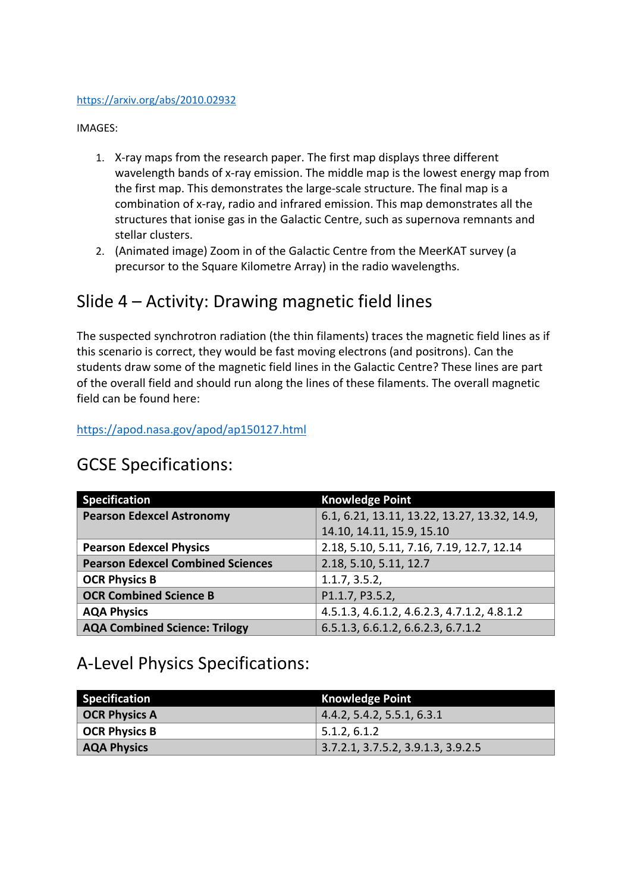https://arxiv.org/abs/2010.02932

IMAGES:

1. X-ray maps from the research paper. The first map displays three different wavelength bands of x-ray emission. The middle map is the lowest energy map from the first map. This demonstrates the large-scale structure. The final map is a combination of x-ray, radio and infrared emission. This map demonstrates all the structures that ionise gas in the Galactic Centre, such as supernova remnants and stellar clusters.
2. (Animated image) Zoom in of the Galactic Centre from the MeerKAT survey (a precursor to the Square Kilometre Array) in the radio wavelengths.

## Slide 4 – Activity: Drawing magnetic field lines

The suspected synchrotron radiation (the thin filaments) traces the magnetic field lines as if this scenario is correct, they would be fast moving electrons (and positrons). Can the students draw some of the magnetic field lines in the Galactic Centre? These lines are part of the overall field and should run along the lines of these filaments. The overall magnetic field can be found here:

https://apod.nasa.gov/apod/ap150127.html

## GCSE Specifications:

| Specification | Knowledge Point |
|---|---|
| **Pearson Edexcel Astronomy** | 6.1, 6.21, 13.11, 13.22, 13.27, 13.32, 14.9, 14.10, 14.11, 15.9, 15.10 |
| **Pearson Edexcel Physics** | 2.18, 5.10, 5.11, 7.16, 7.19, 12.7, 12.14 |
| **Pearson Edexcel Combined Sciences** | 2.18, 5.10, 5.11, 12.7 |
| **OCR Physics B** | 1.1.7, 3.5.2, |
| **OCR Combined Science B** | P1.1.7, P3.5.2, |
| **AQA Physics** | 4.5.1.3, 4.6.1.2, 4.6.2.3, 4.7.1.2, 4.8.1.2 |
| **AQA Combined Science: Trilogy** | 6.5.1.3, 6.6.1.2, 6.6.2.3, 6.7.1.2 |

## A-Level Physics Specifications:

| Specification | Knowledge Point |
|---|---|
| **OCR Physics A** | 4.4.2, 5.4.2, 5.5.1, 6.3.1 |
| **OCR Physics B** | 5.1.2, 6.1.2 |
| **AQA Physics** | 3.7.2.1, 3.7.5.2, 3.9.1.3, 3.9.2.5 |